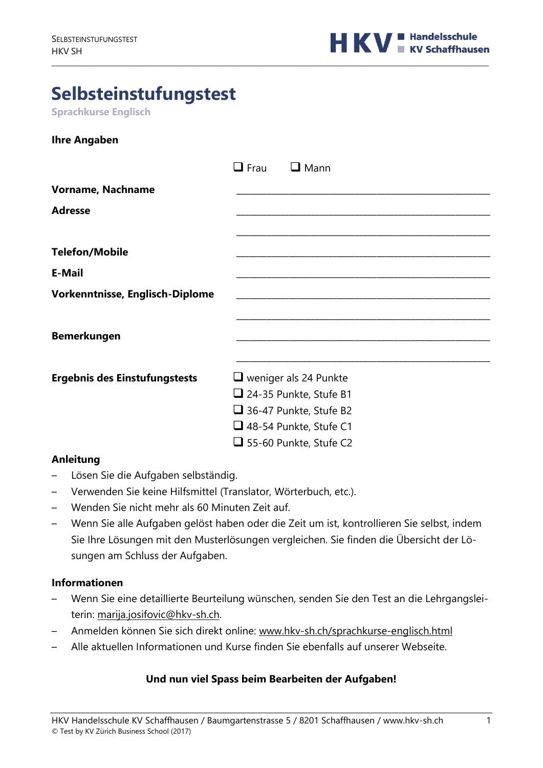# Selbsteinstufungstest

**Sprachkurse Englisch**

**Ihre Angaben**

| | |
|---|---|
| | ❑ Frau ❑ Mann |
| **Vorname, Nachname** | ____________________________________________ |
| **Adresse** | ____________________________________________ |
| | ____________________________________________ |
| **Telefon/Mobile** | ____________________________________________ |
| **E-Mail** | ____________________________________________ |
| **Vorkenntnisse, Englisch-Diplome** | ____________________________________________ |
| | ____________________________________________ |
| **Bemerkungen** | ____________________________________________ |
| | ____________________________________________ |
| **Ergebnis des Einstufungstests** | ❑ weniger als 24 Punkte<br>❑ 24-35 Punkte, Stufe B1<br>❑ 36-47 Punkte, Stufe B2<br>❑ 48-54 Punkte, Stufe C1<br>❑ 55-60 Punkte, Stufe C2 |

**Anleitung**

- Lösen Sie die Aufgaben selbständig.
- Verwenden Sie keine Hilfsmittel (Translator, Wörterbuch, etc.).
- Wenden Sie nicht mehr als 60 Minuten Zeit auf.
- Wenn Sie alle Aufgaben gelöst haben oder die Zeit um ist, kontrollieren Sie selbst, indem Sie Ihre Lösungen mit den Musterlösungen vergleichen. Sie finden die Übersicht der Lösungen am Schluss der Aufgaben.

**Informationen**

- Wenn Sie eine detaillierte Beurteilung wünschen, senden Sie den Test an die Lehrgangsleiterin: marija.josifovic@hkv-sh.ch.
- Anmelden können Sie sich direkt online: www.hkv-sh.ch/sprachkurse-englisch.html
- Alle aktuellen Informationen und Kurse finden Sie ebenfalls auf unserer Webseite.

**Und nun viel Spass beim Bearbeiten der Aufgaben!**

HKV Handelsschule KV Schaffhausen / Baumgartenstrasse 5 / 8201 Schaffhausen / www.hkv-sh.ch

© Test by KV Zürich Business School (2017)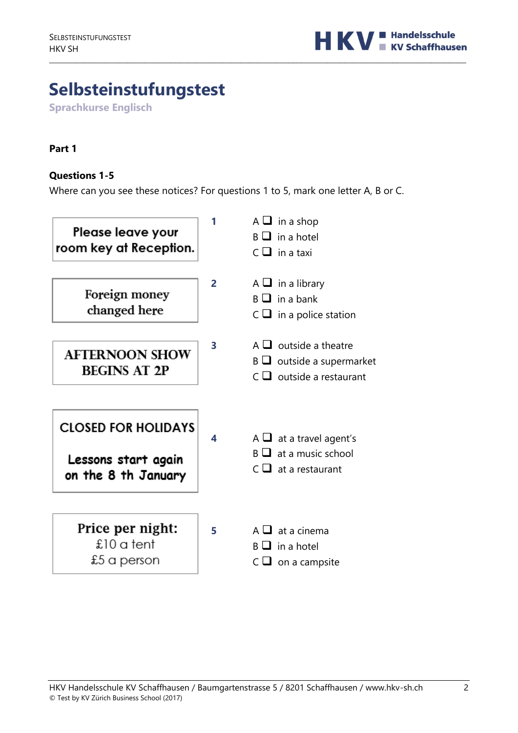# Selbsteinstufungstest

**Sprachkurse Englisch**

**Part 1**

**Questions 1-5**

Where can you see these notices? For questions 1 to 5, mark one letter A, B or C.

| Notice | | Options |
| --- | --- | --- |
| Please leave your room key at Reception. | **1** | A ❑ in a shop<br>B ❑ in a hotel<br>C ❑ in a taxi |
| Foreign money changed here | **2** | A ❑ in a library<br>B ❑ in a bank<br>C ❑ in a police station |
| AFTERNOON SHOW BEGINS AT 2P | **3** | A ❑ outside a theatre<br>B ❑ outside a supermarket<br>C ❑ outside a restaurant |
| CLOSED FOR HOLIDAYS<br><br>Lessons start again on the 8 th January | **4** | A ❑ at a travel agent's<br>B ❑ at a music school<br>C ❑ at a restaurant |
| Price per night:<br>£10 a tent<br>£5 a person | **5** | A ❑ at a cinema<br>B ❑ in a hotel<br>C ❑ on a campsite |

HKV Handelsschule KV Schaffhausen / Baumgartenstrasse 5 / 8201 Schaffhausen / www.hkv-sh.ch
© Test by KV Zürich Business School (2017)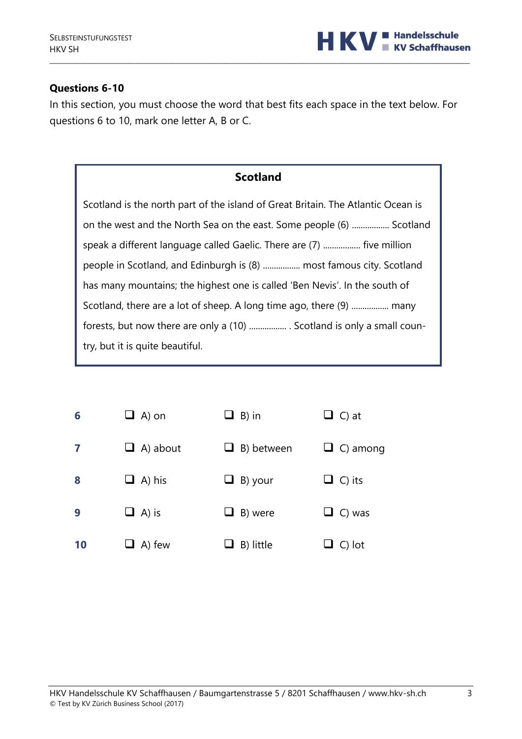**Questions 6-10**

In this section, you must choose the word that best fits each space in the text below. For questions 6 to 10, mark one letter A, B or C.

**Scotland**

Scotland is the north part of the island of Great Britain. The Atlantic Ocean is on the west and the North Sea on the east. Some people (6) ................ Scotland speak a different language called Gaelic. There are (7) ................ five million people in Scotland, and Edinburgh is (8) ................ most famous city. Scotland has many mountains; the highest one is called 'Ben Nevis'. In the south of Scotland, there are a lot of sheep. A long time ago, there (9) ................ many forests, but now there are only a (10) ................ . Scotland is only a small country, but it is quite beautiful.

| | | | |
|---|---|---|---|
| **6** | ❑ A) on | ❑ B) in | ❑ C) at |
| **7** | ❑ A) about | ❑ B) between | ❑ C) among |
| **8** | ❑ A) his | ❑ B) your | ❑ C) its |
| **9** | ❑ A) is | ❑ B) were | ❑ C) was |
| **10** | ❑ A) few | ❑ B) little | ❑ C) lot |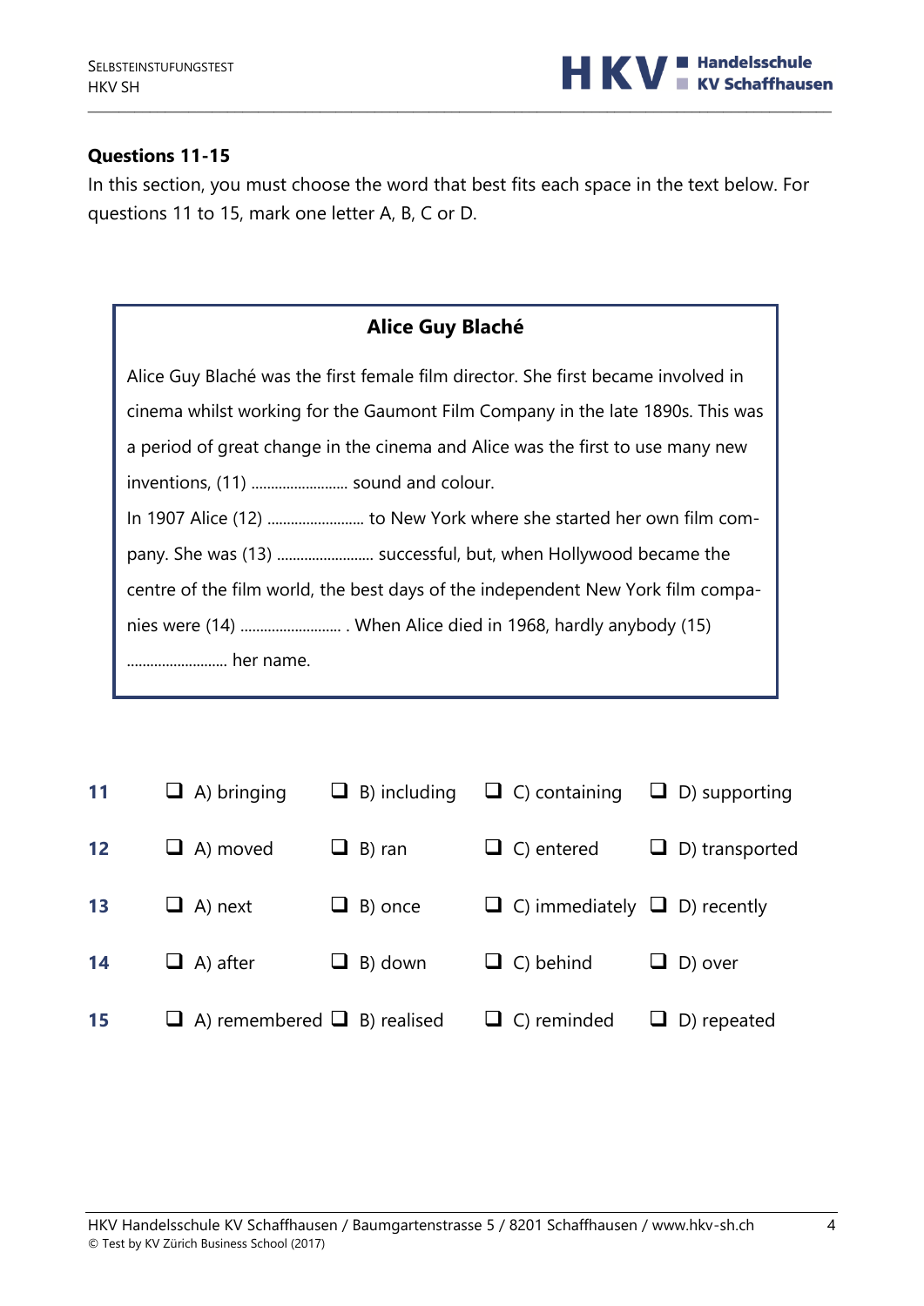### Questions 11-15

In this section, you must choose the word that best fits each space in the text below. For questions 11 to 15, mark one letter A, B, C or D.

**Alice Guy Blaché**

Alice Guy Blaché was the first female film director. She first became involved in cinema whilst working for the Gaumont Film Company in the late 1890s. This was a period of great change in the cinema and Alice was the first to use many new inventions, (11) ......................... sound and colour.

In 1907 Alice (12) ......................... to New York where she started her own film company. She was (13) ......................... successful, but, when Hollywood became the centre of the film world, the best days of the independent New York film companies were (14) .......................... . When Alice died in 1968, hardly anybody (15) .......................... her name.

| | | | | |
|---|---|---|---|---|
| **11** | ❑ A) bringing | ❑ B) including | ❑ C) containing | ❑ D) supporting |
| **12** | ❑ A) moved | ❑ B) ran | ❑ C) entered | ❑ D) transported |
| **13** | ❑ A) next | ❑ B) once | ❑ C) immediately | ❑ D) recently |
| **14** | ❑ A) after | ❑ B) down | ❑ C) behind | ❑ D) over |
| **15** | ❑ A) remembered | ❑ B) realised | ❑ C) reminded | ❑ D) repeated |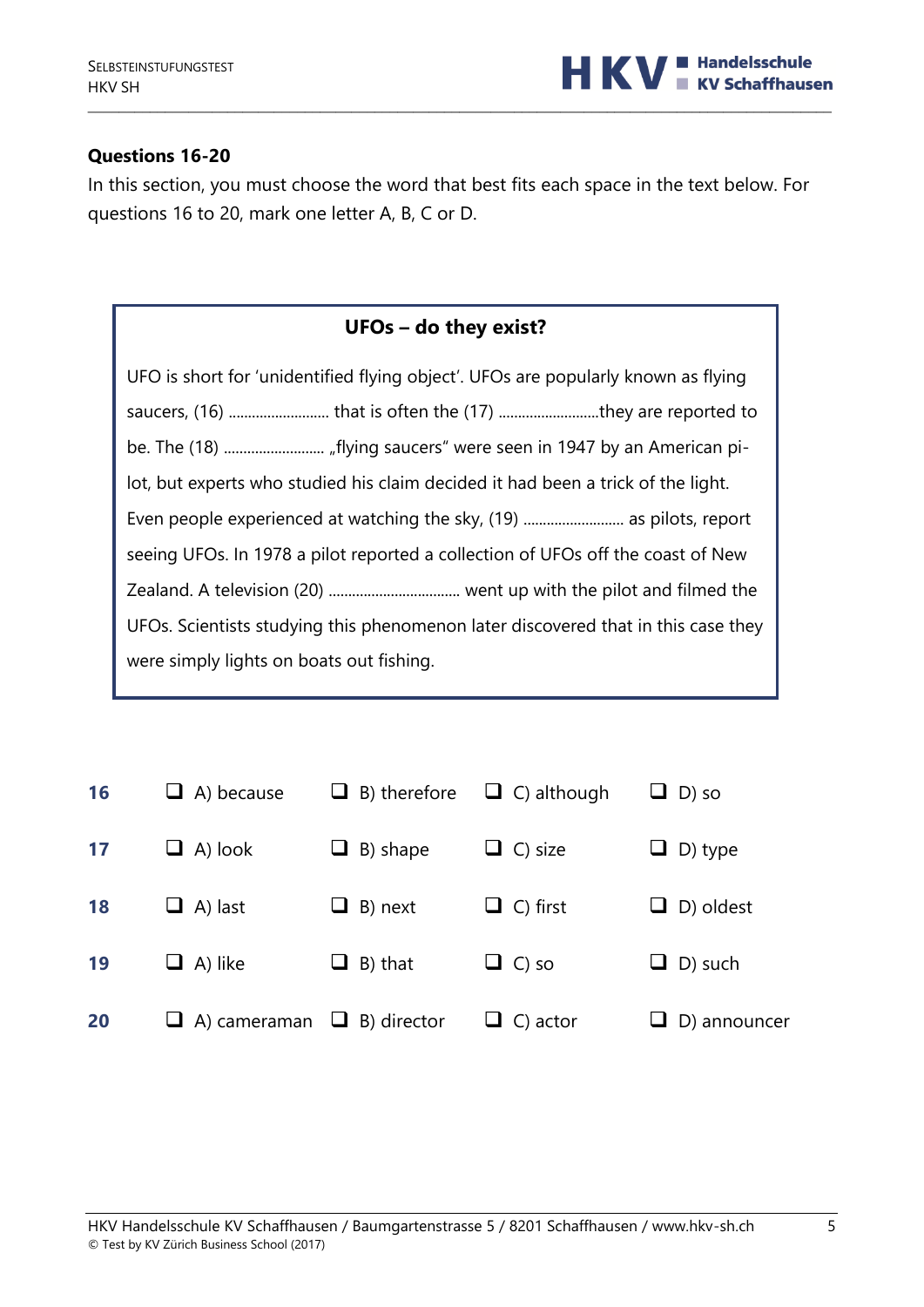**Questions 16-20**

In this section, you must choose the word that best fits each space in the text below. For questions 16 to 20, mark one letter A, B, C or D.

### UFOs – do they exist?

UFO is short for 'unidentified flying object'. UFOs are popularly known as flying saucers, (16) .......................... that is often the (17) ..........................they are reported to be. The (18) .......................... „flying saucers" were seen in 1947 by an American pilot, but experts who studied his claim decided it had been a trick of the light. Even people experienced at watching the sky, (19) .......................... as pilots, report seeing UFOs. In 1978 a pilot reported a collection of UFOs off the coast of New Zealand. A television (20) ................................. went up with the pilot and filmed the UFOs. Scientists studying this phenomenon later discovered that in this case they were simply lights on boats out fishing.

| | | | | |
|---|---|---|---|---|
| **16** | ❑ A) because | ❑ B) therefore | ❑ C) although | ❑ D) so |
| **17** | ❑ A) look | ❑ B) shape | ❑ C) size | ❑ D) type |
| **18** | ❑ A) last | ❑ B) next | ❑ C) first | ❑ D) oldest |
| **19** | ❑ A) like | ❑ B) that | ❑ C) so | ❑ D) such |
| **20** | ❑ A) cameraman | ❑ B) director | ❑ C) actor | ❑ D) announcer |

HKV Handelsschule KV Schaffhausen / Baumgartenstrasse 5 / 8201 Schaffhausen / www.hkv-sh.ch
© Test by KV Zürich Business School (2017)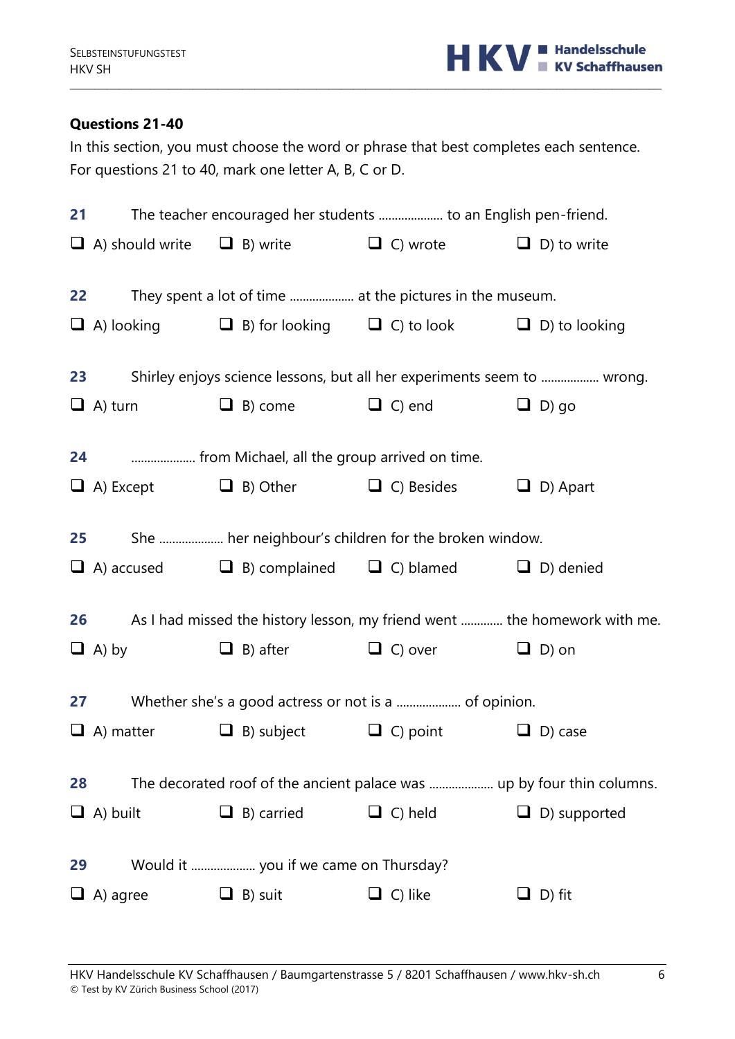**Questions 21-40**

In this section, you must choose the word or phrase that best completes each sentence. For questions 21 to 40, mark one letter A, B, C or D.

**21** The teacher encouraged her students .................... to an English pen-friend.

- [ ] A) should write
- [ ] B) write
- [ ] C) wrote
- [ ] D) to write

**22** They spent a lot of time .................... at the pictures in the museum.

- [ ] A) looking
- [ ] B) for looking
- [ ] C) to look
- [ ] D) to looking

**23** Shirley enjoys science lessons, but all her experiments seem to .................. wrong.

- [ ] A) turn
- [ ] B) come
- [ ] C) end
- [ ] D) go

**24** .................... from Michael, all the group arrived on time.

- [ ] A) Except
- [ ] B) Other
- [ ] C) Besides
- [ ] D) Apart

**25** She .................... her neighbour's children for the broken window.

- [ ] A) accused
- [ ] B) complained
- [ ] C) blamed
- [ ] D) denied

**26** As I had missed the history lesson, my friend went ............. the homework with me.

- [ ] A) by
- [ ] B) after
- [ ] C) over
- [ ] D) on

**27** Whether she's a good actress or not is a .................... of opinion.

- [ ] A) matter
- [ ] B) subject
- [ ] C) point
- [ ] D) case

**28** The decorated roof of the ancient palace was .................... up by four thin columns.

- [ ] A) built
- [ ] B) carried
- [ ] C) held
- [ ] D) supported

**29** Would it .................... you if we came on Thursday?

- [ ] A) agree
- [ ] B) suit
- [ ] C) like
- [ ] D) fit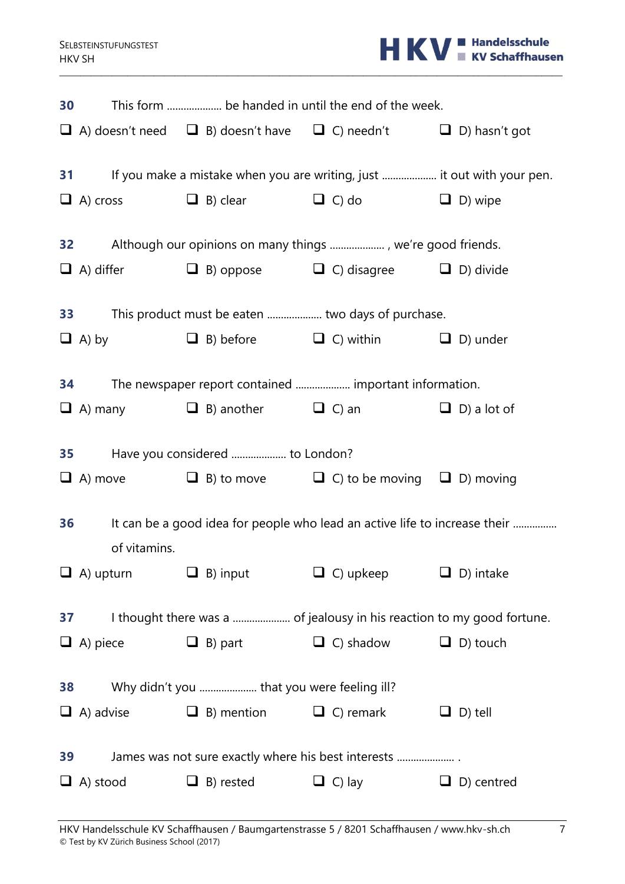**30** This form .................... be handed in until the end of the week.

- ❑ A) doesn't need
- ❑ B) doesn't have
- ❑ C) needn't
- ❑ D) hasn't got

**31** If you make a mistake when you are writing, just .................... it out with your pen.

- ❑ A) cross
- ❑ B) clear
- ❑ C) do
- ❑ D) wipe

**32** Although our opinions on many things .................... , we're good friends.

- ❑ A) differ
- ❑ B) oppose
- ❑ C) disagree
- ❑ D) divide

**33** This product must be eaten .................... two days of purchase.

- ❑ A) by
- ❑ B) before
- ❑ C) within
- ❑ D) under

**34** The newspaper report contained .................... important information.

- ❑ A) many
- ❑ B) another
- ❑ C) an
- ❑ D) a lot of

**35** Have you considered .................... to London?

- ❑ A) move
- ❑ B) to move
- ❑ C) to be moving
- ❑ D) moving

**36** It can be a good idea for people who lead an active life to increase their ................ of vitamins.

- ❑ A) upturn
- ❑ B) input
- ❑ C) upkeep
- ❑ D) intake

**37** I thought there was a .................... of jealousy in his reaction to my good fortune.

- ❑ A) piece
- ❑ B) part
- ❑ C) shadow
- ❑ D) touch

**38** Why didn't you .................... that you were feeling ill?

- ❑ A) advise
- ❑ B) mention
- ❑ C) remark
- ❑ D) tell

**39** James was not sure exactly where his best interests .................... .

- ❑ A) stood
- ❑ B) rested
- ❑ C) lay
- ❑ D) centred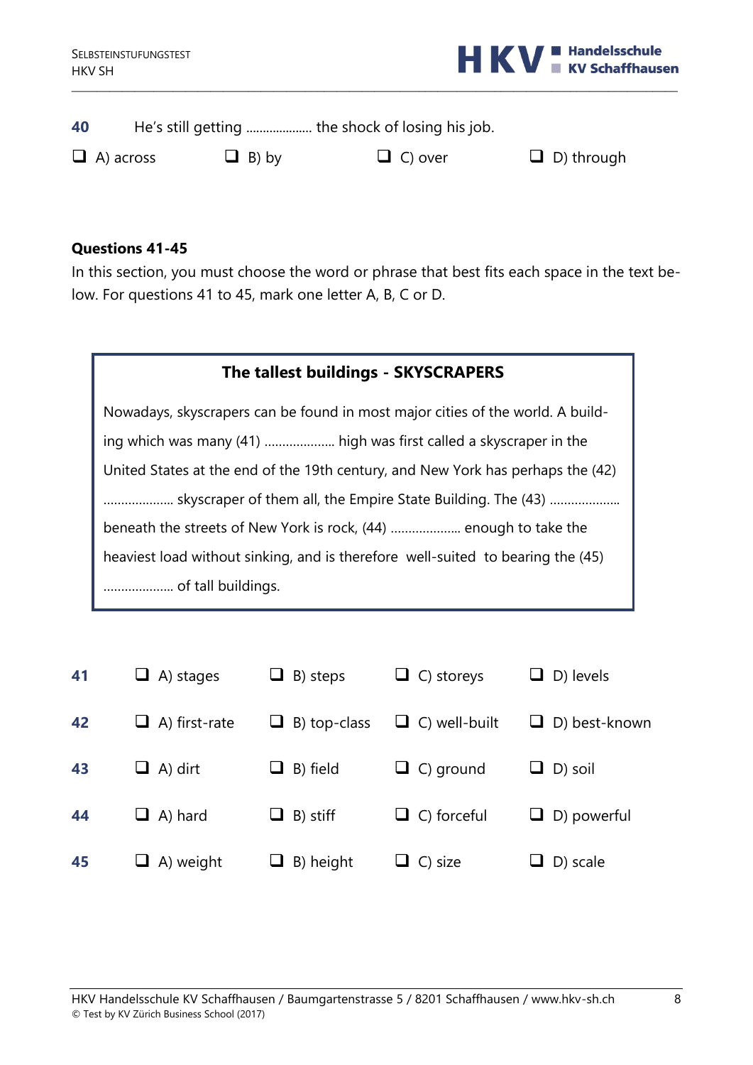**40** He's still getting .................... the shock of losing his job.

❑ A) across ❑ B) by ❑ C) over ❑ D) through

**Questions 41-45**

In this section, you must choose the word or phrase that best fits each space in the text below. For questions 41 to 45, mark one letter A, B, C or D.

**The tallest buildings - SKYSCRAPERS**

Nowadays, skyscrapers can be found in most major cities of the world. A building which was many (41) .................... high was first called a skyscraper in the United States at the end of the 19th century, and New York has perhaps the (42) .................... skyscraper of them all, the Empire State Building. The (43) .................... beneath the streets of New York is rock, (44) .................... enough to take the heaviest load without sinking, and is therefore well-suited to bearing the (45) .................... of tall buildings.

| | | | | |
|---|---|---|---|---|
| **41** | ❑ A) stages | ❑ B) steps | ❑ C) storeys | ❑ D) levels |
| **42** | ❑ A) first-rate | ❑ B) top-class | ❑ C) well-built | ❑ D) best-known |
| **43** | ❑ A) dirt | ❑ B) field | ❑ C) ground | ❑ D) soil |
| **44** | ❑ A) hard | ❑ B) stiff | ❑ C) forceful | ❑ D) powerful |
| **45** | ❑ A) weight | ❑ B) height | ❑ C) size | ❑ D) scale |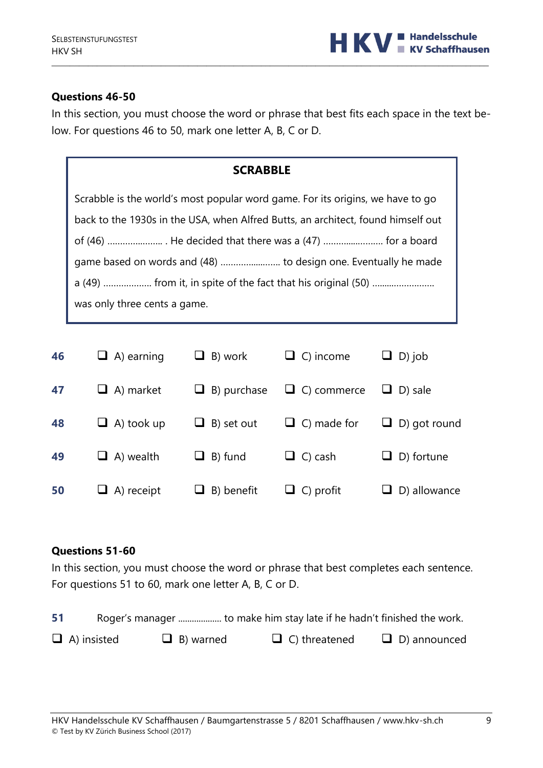### Questions 46-50

In this section, you must choose the word or phrase that best fits each space in the text below. For questions 46 to 50, mark one letter A, B, C or D.

**SCRABBLE**

Scrabble is the world's most popular word game. For its origins, we have to go back to the 1930s in the USA, when Alfred Butts, an architect, found himself out of (46) ………………… . He decided that there was a (47) …………………… for a board game based on words and (48) …………………… to design one. Eventually he made a (49) ……………… from it, in spite of the fact that his original (50) …………………… was only three cents a game.

| | | | | |
|---|---|---|---|---|
| **46** | ❑ A) earning | ❑ B) work | ❑ C) income | ❑ D) job |
| **47** | ❑ A) market | ❑ B) purchase | ❑ C) commerce | ❑ D) sale |
| **48** | ❑ A) took up | ❑ B) set out | ❑ C) made for | ❑ D) got round |
| **49** | ❑ A) wealth | ❑ B) fund | ❑ C) cash | ❑ D) fortune |
| **50** | ❑ A) receipt | ❑ B) benefit | ❑ C) profit | ❑ D) allowance |

### Questions 51-60

In this section, you must choose the word or phrase that best completes each sentence. For questions 51 to 60, mark one letter A, B, C or D.

**51** Roger's manager ……………… to make him stay late if he hadn't finished the work.

❑ A) insisted ❑ B) warned ❑ C) threatened ❑ D) announced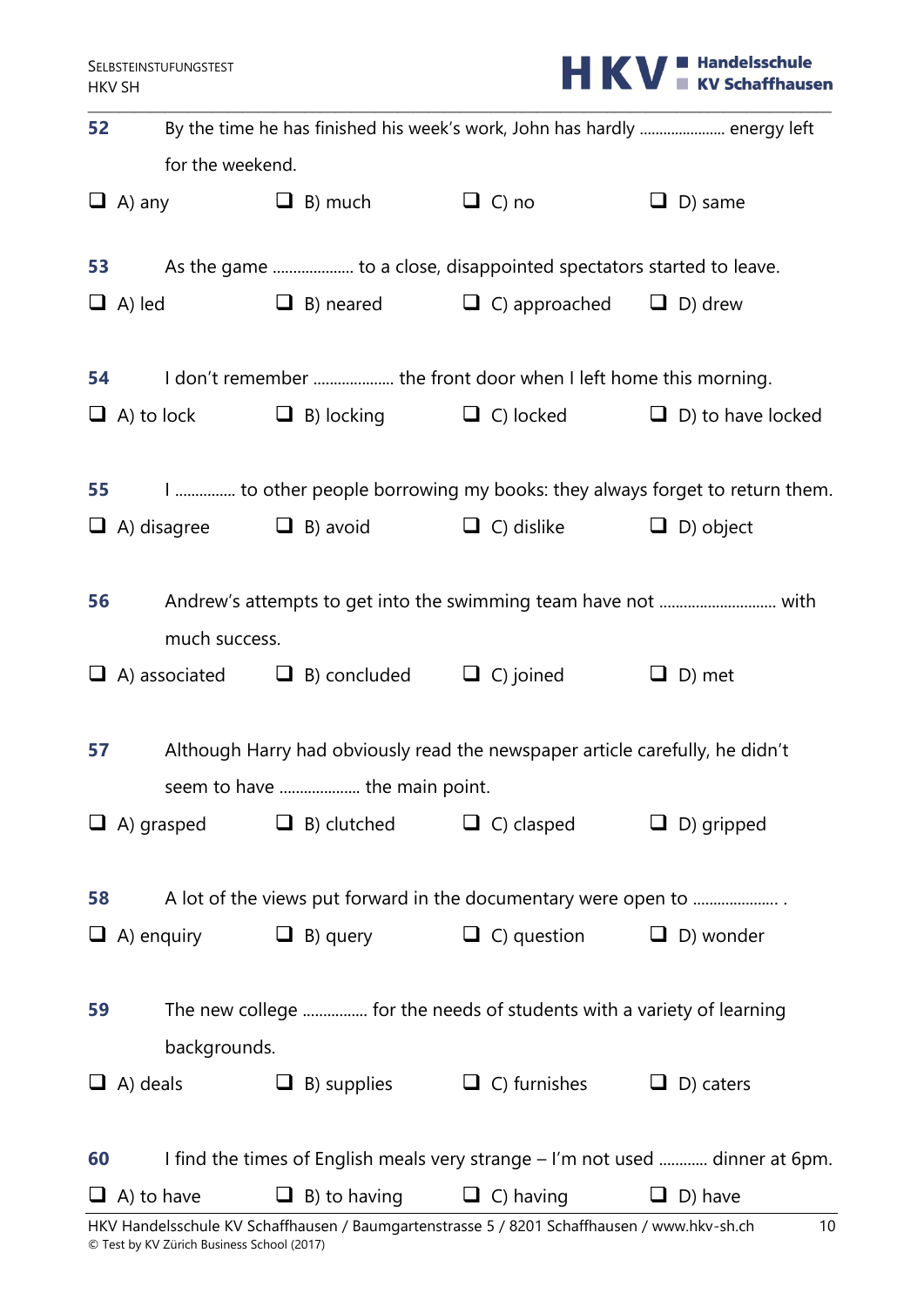**52** By the time he has finished his week's work, John has hardly ..................... energy left for the weekend.

- ❑ A) any
- ❑ B) much
- ❑ C) no
- ❑ D) same

**53** As the game ................... to a close, disappointed spectators started to leave.

- ❑ A) led
- ❑ B) neared
- ❑ C) approached
- ❑ D) drew

**54** I don't remember ................... the front door when I left home this morning.

- ❑ A) to lock
- ❑ B) locking
- ❑ C) locked
- ❑ D) to have locked

**55** I .............. to other people borrowing my books: they always forget to return them.

- ❑ A) disagree
- ❑ B) avoid
- ❑ C) dislike
- ❑ D) object

**56** Andrew's attempts to get into the swimming team have not ............................ with much success.

- ❑ A) associated
- ❑ B) concluded
- ❑ C) joined
- ❑ D) met

**57** Although Harry had obviously read the newspaper article carefully, he didn't seem to have ................... the main point.

- ❑ A) grasped
- ❑ B) clutched
- ❑ C) clasped
- ❑ D) gripped

**58** A lot of the views put forward in the documentary were open to .................... .

- ❑ A) enquiry
- ❑ B) query
- ❑ C) question
- ❑ D) wonder

**59** The new college ............... for the needs of students with a variety of learning backgrounds.

- ❑ A) deals
- ❑ B) supplies
- ❑ C) furnishes
- ❑ D) caters

**60** I find the times of English meals very strange – I'm not used ........... dinner at 6pm.

- ❑ A) to have
- ❑ B) to having
- ❑ C) having
- ❑ D) have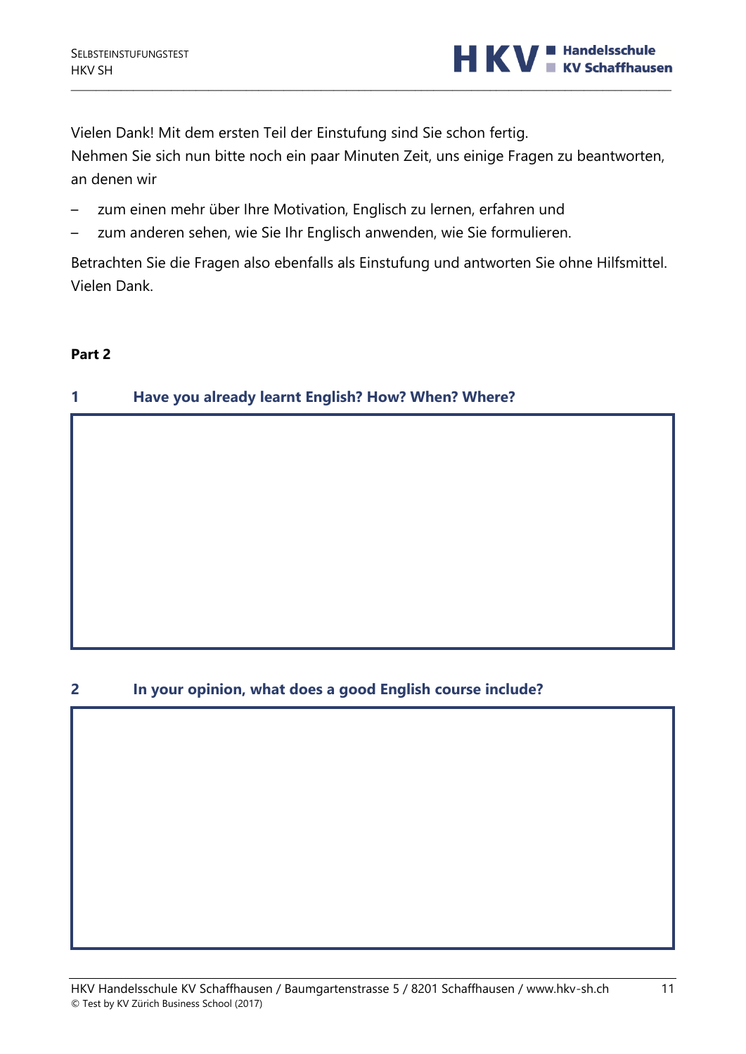Vielen Dank! Mit dem ersten Teil der Einstufung sind Sie schon fertig.
Nehmen Sie sich nun bitte noch ein paar Minuten Zeit, uns einige Fragen zu beantworten, an denen wir

- zum einen mehr über Ihre Motivation, Englisch zu lernen, erfahren und
- zum anderen sehen, wie Sie Ihr Englisch anwenden, wie Sie formulieren.

Betrachten Sie die Fragen also ebenfalls als Einstufung und antworten Sie ohne Hilfsmittel. Vielen Dank.

**Part 2**

## 1 Have you already learnt English? How? When? Where?

## 2 In your opinion, what does a good English course include?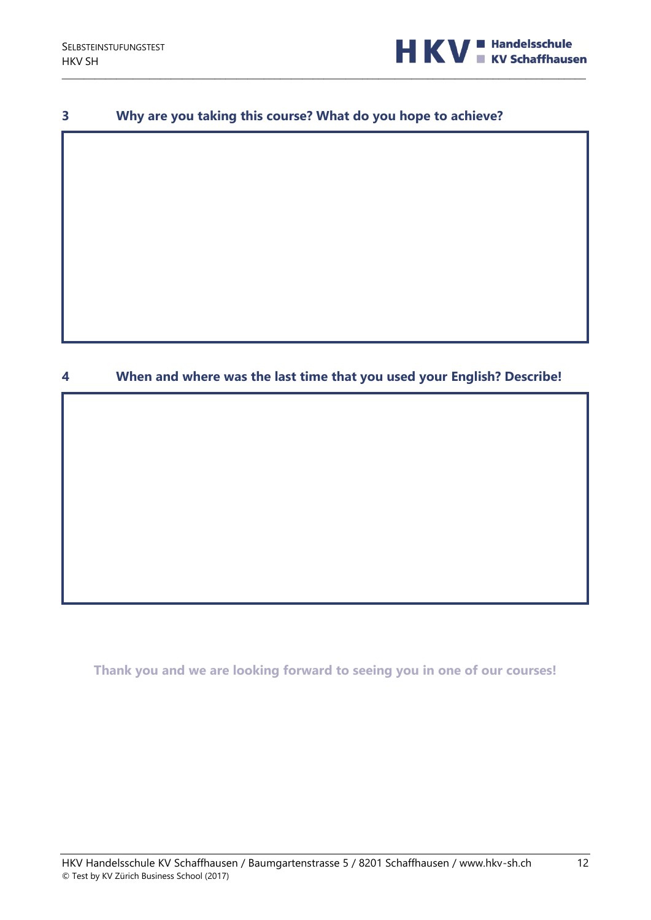## 3 Why are you taking this course? What do you hope to achieve?

## 4 When and where was the last time that you used your English? Describe!

**Thank you and we are looking forward to seeing you in one of our courses!**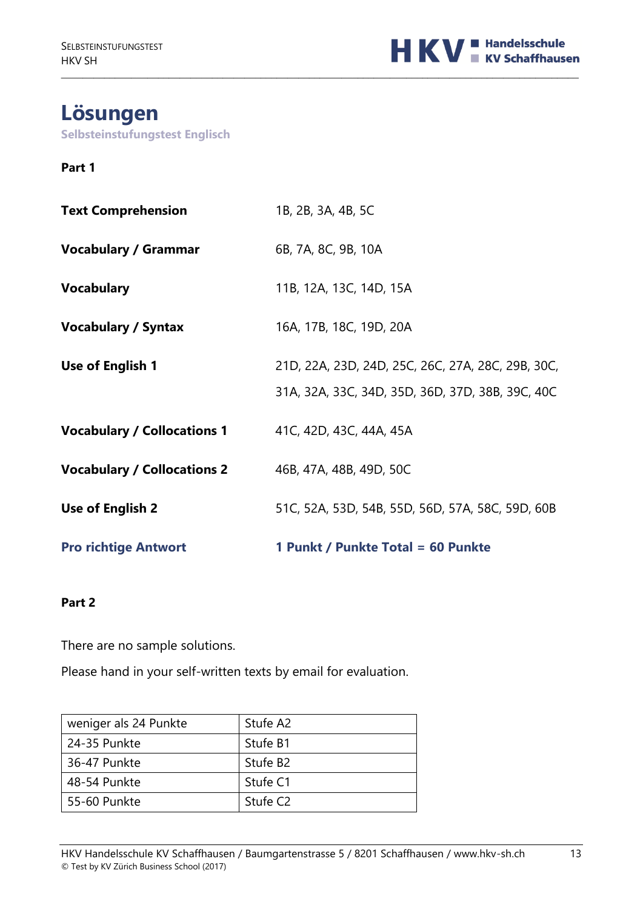# Lösungen

Selbsteinstufungstest Englisch

**Part 1**

| | |
|---|---|
| **Text Comprehension** | 1B, 2B, 3A, 4B, 5C |
| **Vocabulary / Grammar** | 6B, 7A, 8C, 9B, 10A |
| **Vocabulary** | 11B, 12A, 13C, 14D, 15A |
| **Vocabulary / Syntax** | 16A, 17B, 18C, 19D, 20A |
| **Use of English 1** | 21D, 22A, 23D, 24D, 25C, 26C, 27A, 28C, 29B, 30C, 31A, 32A, 33C, 34D, 35D, 36D, 37D, 38B, 39C, 40C |
| **Vocabulary / Collocations 1** | 41C, 42D, 43C, 44A, 45A |
| **Vocabulary / Collocations 2** | 46B, 47A, 48B, 49D, 50C |
| **Use of English 2** | 51C, 52A, 53D, 54B, 55D, 56D, 57A, 58C, 59D, 60B |
| **Pro richtige Antwort** | **1 Punkt / Punkte Total = 60 Punkte** |

**Part 2**

There are no sample solutions.

Please hand in your self-written texts by email for evaluation.

| | |
|---|---|
| weniger als 24 Punkte | Stufe A2 |
| 24-35 Punkte | Stufe B1 |
| 36-47 Punkte | Stufe B2 |
| 48-54 Punkte | Stufe C1 |
| 55-60 Punkte | Stufe C2 |

HKV Handelsschule KV Schaffhausen / Baumgartenstrasse 5 / 8201 Schaffhausen / www.hkv-sh.ch

© Test by KV Zürich Business School (2017)